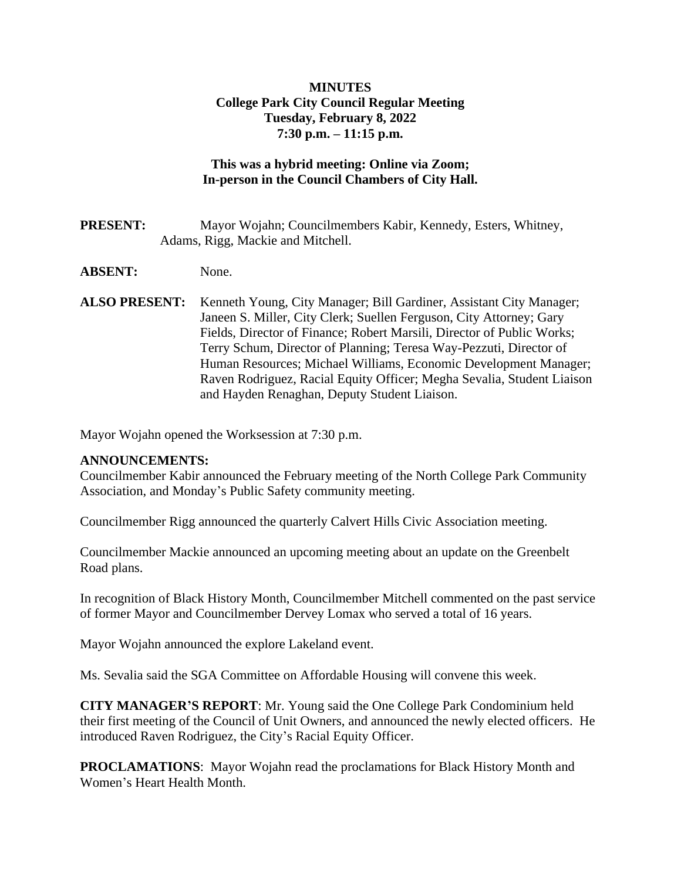**MINUTES**
**College Park City Council Regular Meeting**
**Tuesday, February 8, 2022**
**7:30 p.m. – 11:15 p.m.**

**This was a hybrid meeting: Online via Zoom;**
**In-person in the Council Chambers of City Hall.**

**PRESENT:** Mayor Wojahn; Councilmembers Kabir, Kennedy, Esters, Whitney, Adams, Rigg, Mackie and Mitchell.

**ABSENT:** None.

**ALSO PRESENT:** Kenneth Young, City Manager; Bill Gardiner, Assistant City Manager; Janeen S. Miller, City Clerk; Suellen Ferguson, City Attorney; Gary Fields, Director of Finance; Robert Marsili, Director of Public Works; Terry Schum, Director of Planning; Teresa Way-Pezzuti, Director of Human Resources; Michael Williams, Economic Development Manager; Raven Rodriguez, Racial Equity Officer; Megha Sevalia, Student Liaison and Hayden Renaghan, Deputy Student Liaison.

Mayor Wojahn opened the Worksession at 7:30 p.m.

**ANNOUNCEMENTS:**
Councilmember Kabir announced the February meeting of the North College Park Community Association, and Monday's Public Safety community meeting.

Councilmember Rigg announced the quarterly Calvert Hills Civic Association meeting.

Councilmember Mackie announced an upcoming meeting about an update on the Greenbelt Road plans.

In recognition of Black History Month, Councilmember Mitchell commented on the past service of former Mayor and Councilmember Dervey Lomax who served a total of 16 years.

Mayor Wojahn announced the explore Lakeland event.

Ms. Sevalia said the SGA Committee on Affordable Housing will convene this week.

**CITY MANAGER'S REPORT**: Mr. Young said the One College Park Condominium held their first meeting of the Council of Unit Owners, and announced the newly elected officers. He introduced Raven Rodriguez, the City's Racial Equity Officer.

**PROCLAMATIONS**: Mayor Wojahn read the proclamations for Black History Month and Women's Heart Health Month.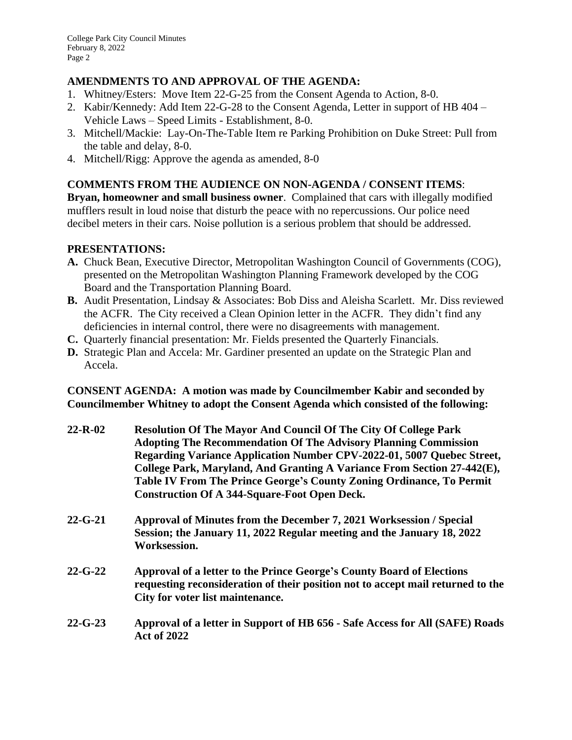## AMENDMENTS TO AND APPROVAL OF THE AGENDA:

1. Whitney/Esters: Move Item 22-G-25 from the Consent Agenda to Action, 8-0.
2. Kabir/Kennedy: Add Item 22-G-28 to the Consent Agenda, Letter in support of HB 404 – Vehicle Laws – Speed Limits - Establishment, 8-0.
3. Mitchell/Mackie: Lay-On-The-Table Item re Parking Prohibition on Duke Street: Pull from the table and delay, 8-0.
4. Mitchell/Rigg: Approve the agenda as amended, 8-0

## COMMENTS FROM THE AUDIENCE ON NON-AGENDA / CONSENT ITEMS:

**Bryan, homeowner and small business owner**. Complained that cars with illegally modified mufflers result in loud noise that disturb the peace with no repercussions. Our police need decibel meters in their cars. Noise pollution is a serious problem that should be addressed.

## PRESENTATIONS:

**A.** Chuck Bean, Executive Director, Metropolitan Washington Council of Governments (COG), presented on the Metropolitan Washington Planning Framework developed by the COG Board and the Transportation Planning Board.

**B.** Audit Presentation, Lindsay & Associates: Bob Diss and Aleisha Scarlett. Mr. Diss reviewed the ACFR. The City received a Clean Opinion letter in the ACFR. They didn't find any deficiencies in internal control, there were no disagreements with management.

**C.** Quarterly financial presentation: Mr. Fields presented the Quarterly Financials.

**D.** Strategic Plan and Accela: Mr. Gardiner presented an update on the Strategic Plan and Accela.

**CONSENT AGENDA: A motion was made by Councilmember Kabir and seconded by Councilmember Whitney to adopt the Consent Agenda which consisted of the following:**

**22-R-02** **Resolution Of The Mayor And Council Of The City Of College Park Adopting The Recommendation Of The Advisory Planning Commission Regarding Variance Application Number CPV-2022-01, 5007 Quebec Street, College Park, Maryland, And Granting A Variance From Section 27-442(E), Table IV From The Prince George's County Zoning Ordinance, To Permit Construction Of A 344-Square-Foot Open Deck.**

**22-G-21** **Approval of Minutes from the December 7, 2021 Worksession / Special Session; the January 11, 2022 Regular meeting and the January 18, 2022 Worksession.**

**22-G-22** **Approval of a letter to the Prince George's County Board of Elections requesting reconsideration of their position not to accept mail returned to the City for voter list maintenance.**

**22-G-23** **Approval of a letter in Support of HB 656 - Safe Access for All (SAFE) Roads Act of 2022**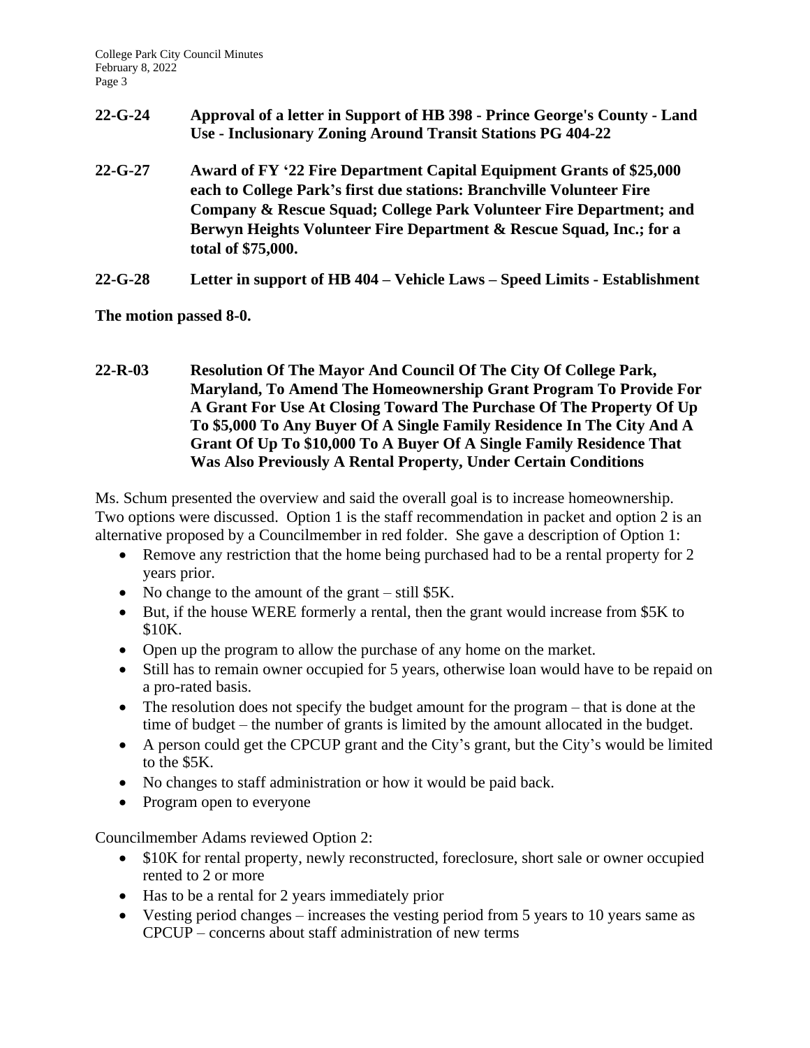**22-G-24** **Approval of a letter in Support of HB 398 - Prince George's County - Land Use - Inclusionary Zoning Around Transit Stations PG 404-22**

**22-G-27** **Award of FY '22 Fire Department Capital Equipment Grants of $25,000 each to College Park's first due stations: Branchville Volunteer Fire Company & Rescue Squad; College Park Volunteer Fire Department; and Berwyn Heights Volunteer Fire Department & Rescue Squad, Inc.; for a total of $75,000.**

**22-G-28** **Letter in support of HB 404 – Vehicle Laws – Speed Limits - Establishment**

**The motion passed 8-0.**

**22-R-03** **Resolution Of The Mayor And Council Of The City Of College Park, Maryland, To Amend The Homeownership Grant Program To Provide For A Grant For Use At Closing Toward The Purchase Of The Property Of Up To $5,000 To Any Buyer Of A Single Family Residence In The City And A Grant Of Up To $10,000 To A Buyer Of A Single Family Residence That Was Also Previously A Rental Property, Under Certain Conditions**

Ms. Schum presented the overview and said the overall goal is to increase homeownership. Two options were discussed. Option 1 is the staff recommendation in packet and option 2 is an alternative proposed by a Councilmember in red folder. She gave a description of Option 1:

- Remove any restriction that the home being purchased had to be a rental property for 2 years prior.
- No change to the amount of the grant – still $5K.
- But, if the house WERE formerly a rental, then the grant would increase from $5K to $10K.
- Open up the program to allow the purchase of any home on the market.
- Still has to remain owner occupied for 5 years, otherwise loan would have to be repaid on a pro-rated basis.
- The resolution does not specify the budget amount for the program – that is done at the time of budget – the number of grants is limited by the amount allocated in the budget.
- A person could get the CPCUP grant and the City's grant, but the City's would be limited to the $5K.
- No changes to staff administration or how it would be paid back.
- Program open to everyone

Councilmember Adams reviewed Option 2:

- $10K for rental property, newly reconstructed, foreclosure, short sale or owner occupied rented to 2 or more
- Has to be a rental for 2 years immediately prior
- Vesting period changes – increases the vesting period from 5 years to 10 years same as CPCUP – concerns about staff administration of new terms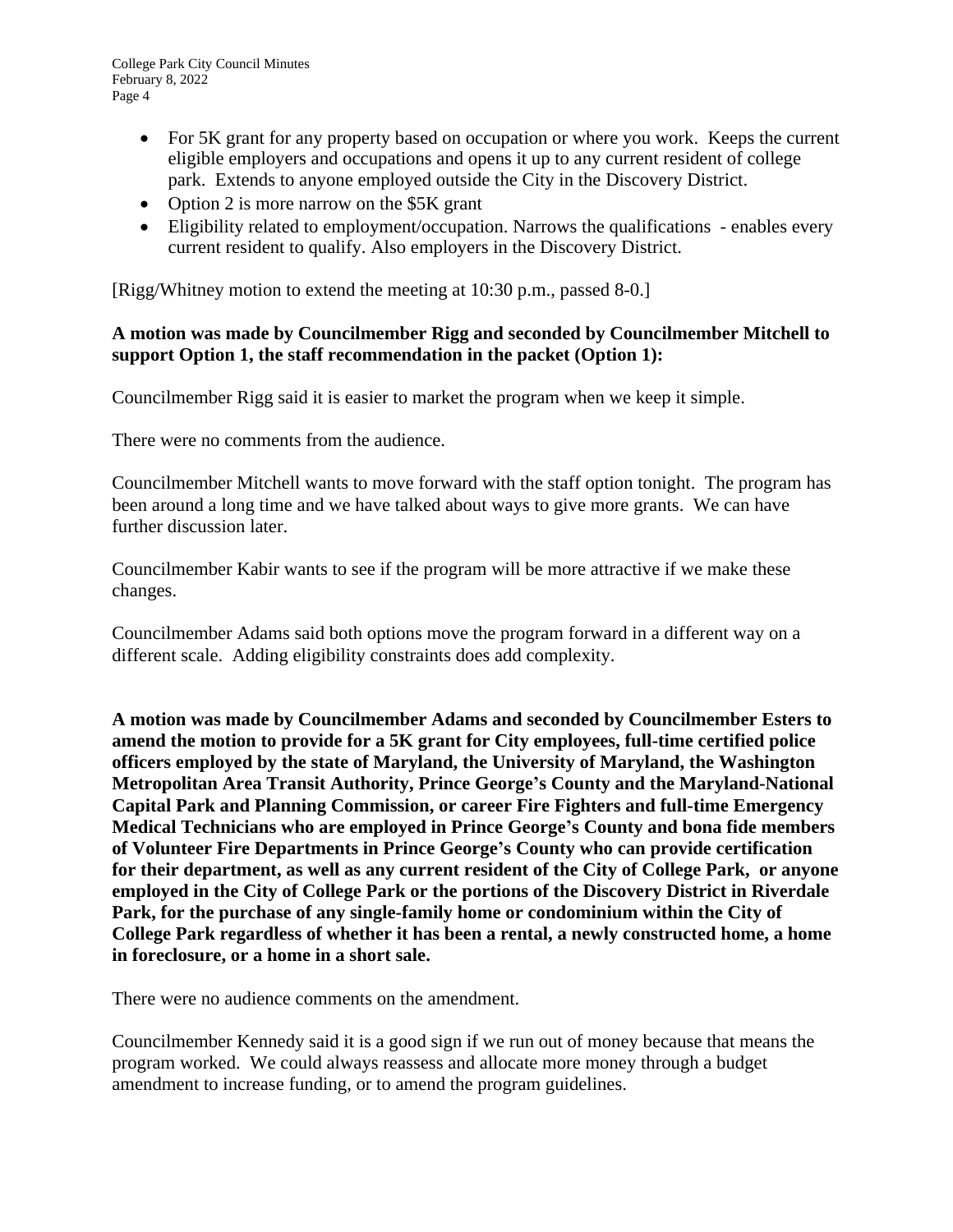- For 5K grant for any property based on occupation or where you work. Keeps the current eligible employers and occupations and opens it up to any current resident of college park. Extends to anyone employed outside the City in the Discovery District.
- Option 2 is more narrow on the $5K grant
- Eligibility related to employment/occupation. Narrows the qualifications - enables every current resident to qualify. Also employers in the Discovery District.

[Rigg/Whitney motion to extend the meeting at 10:30 p.m., passed 8-0.]

**A motion was made by Councilmember Rigg and seconded by Councilmember Mitchell to support Option 1, the staff recommendation in the packet (Option 1):**

Councilmember Rigg said it is easier to market the program when we keep it simple.

There were no comments from the audience.

Councilmember Mitchell wants to move forward with the staff option tonight. The program has been around a long time and we have talked about ways to give more grants. We can have further discussion later.

Councilmember Kabir wants to see if the program will be more attractive if we make these changes.

Councilmember Adams said both options move the program forward in a different way on a different scale. Adding eligibility constraints does add complexity.

**A motion was made by Councilmember Adams and seconded by Councilmember Esters to amend the motion to provide for a 5K grant for City employees, full-time certified police officers employed by the state of Maryland, the University of Maryland, the Washington Metropolitan Area Transit Authority, Prince George's County and the Maryland-National Capital Park and Planning Commission, or career Fire Fighters and full-time Emergency Medical Technicians who are employed in Prince George's County and bona fide members of Volunteer Fire Departments in Prince George's County who can provide certification for their department, as well as any current resident of the City of College Park, or anyone employed in the City of College Park or the portions of the Discovery District in Riverdale Park, for the purchase of any single-family home or condominium within the City of College Park regardless of whether it has been a rental, a newly constructed home, a home in foreclosure, or a home in a short sale.**

There were no audience comments on the amendment.

Councilmember Kennedy said it is a good sign if we run out of money because that means the program worked. We could always reassess and allocate more money through a budget amendment to increase funding, or to amend the program guidelines.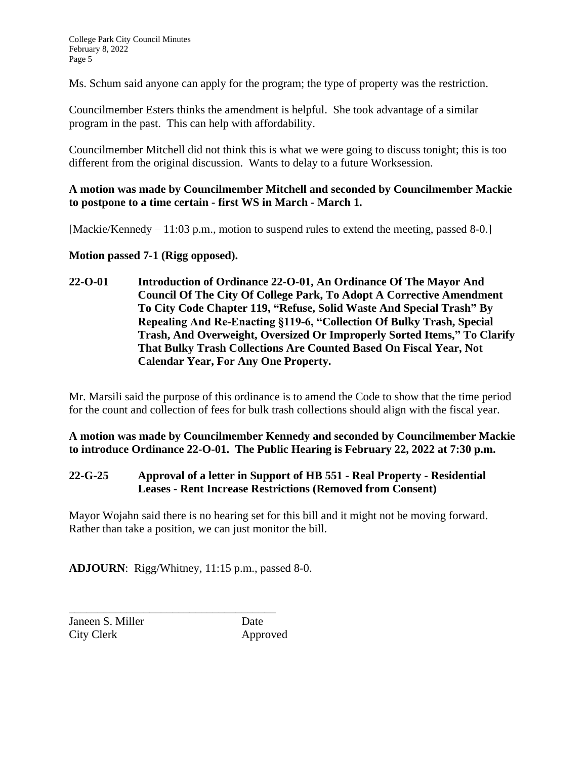Ms. Schum said anyone can apply for the program; the type of property was the restriction.

Councilmember Esters thinks the amendment is helpful. She took advantage of a similar program in the past. This can help with affordability.

Councilmember Mitchell did not think this is what we were going to discuss tonight; this is too different from the original discussion. Wants to delay to a future Worksession.

**A motion was made by Councilmember Mitchell and seconded by Councilmember Mackie to postpone to a time certain - first WS in March - March 1.**

[Mackie/Kennedy – 11:03 p.m., motion to suspend rules to extend the meeting, passed 8-0.]

**Motion passed 7-1 (Rigg opposed).**

**22-O-01 Introduction of Ordinance 22-O-01, An Ordinance Of The Mayor And Council Of The City Of College Park, To Adopt A Corrective Amendment To City Code Chapter 119, "Refuse, Solid Waste And Special Trash" By Repealing And Re-Enacting §119-6, "Collection Of Bulky Trash, Special Trash, And Overweight, Oversized Or Improperly Sorted Items," To Clarify That Bulky Trash Collections Are Counted Based On Fiscal Year, Not Calendar Year, For Any One Property.**

Mr. Marsili said the purpose of this ordinance is to amend the Code to show that the time period for the count and collection of fees for bulk trash collections should align with the fiscal year.

**A motion was made by Councilmember Kennedy and seconded by Councilmember Mackie to introduce Ordinance 22-O-01. The Public Hearing is February 22, 2022 at 7:30 p.m.**

**22-G-25 Approval of a letter in Support of HB 551 - Real Property - Residential Leases - Rent Increase Restrictions (Removed from Consent)**

Mayor Wojahn said there is no hearing set for this bill and it might not be moving forward. Rather than take a position, we can just monitor the bill.

**ADJOURN**: Rigg/Whitney, 11:15 p.m., passed 8-0.

\_\_\_\_\_\_\_\_\_\_\_\_\_\_\_\_\_\_\_\_\_\_\_\_\_\_\_\_\_\_\_\_\_\_\_\_

Janeen S. Miller Date
City Clerk Approved